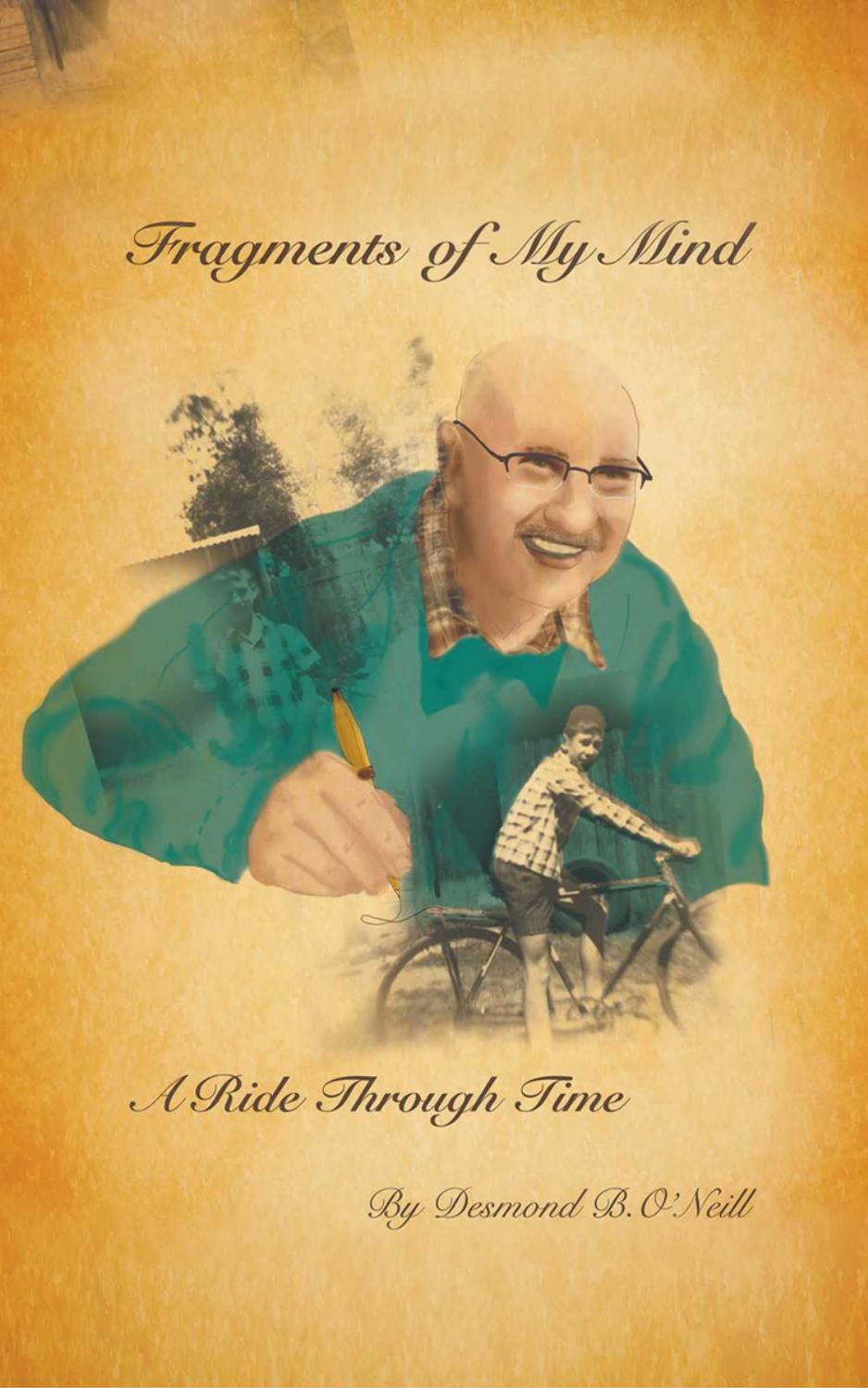# Fragments of My Mind

## A Ride Through Time

By Desmond B. O'Neill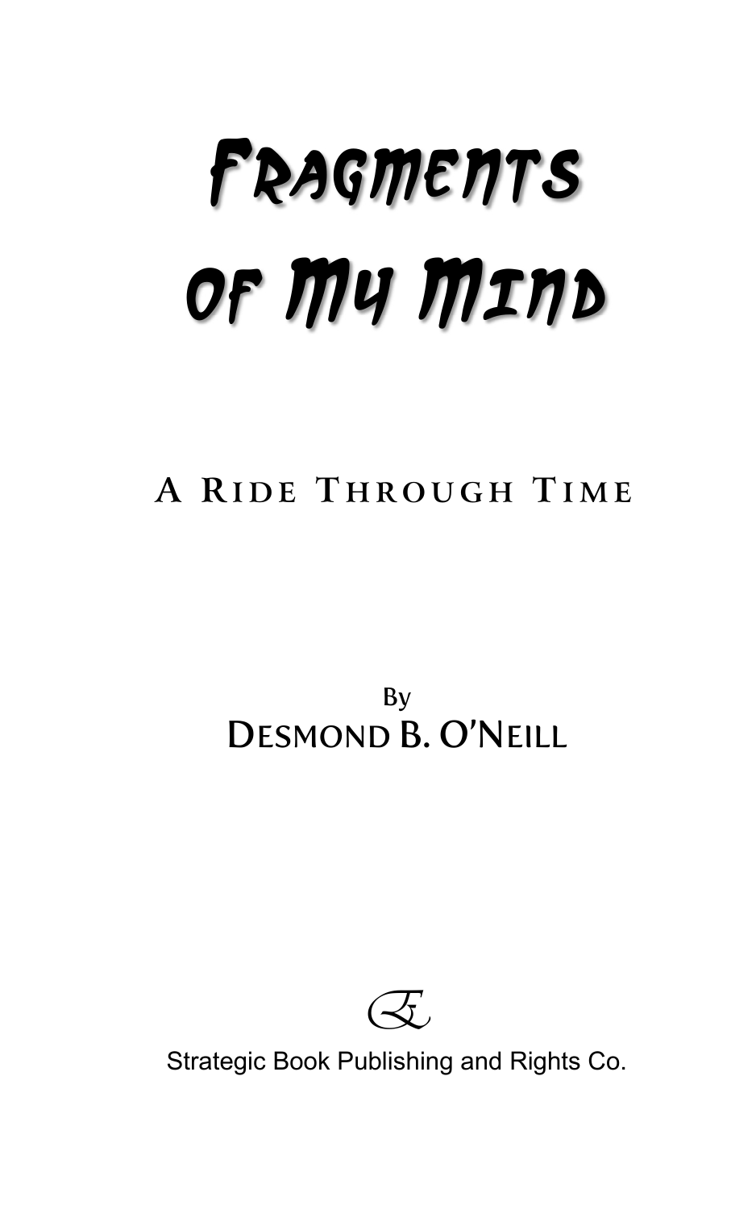# Fragments of My Mind

## A Ride Through Time

By

Desmond B. O'Neill

Strategic Book Publishing and Rights Co.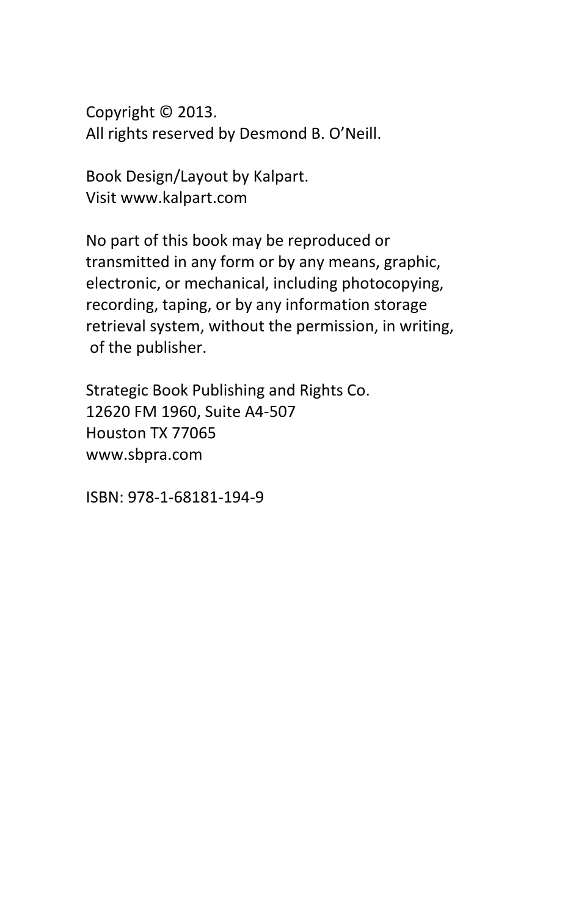Copyright © 2013.
All rights reserved by Desmond B. O'Neill.

Book Design/Layout by Kalpart.
Visit www.kalpart.com

No part of this book may be reproduced or transmitted in any form or by any means, graphic, electronic, or mechanical, including photocopying, recording, taping, or by any information storage retrieval system, without the permission, in writing, of the publisher.

Strategic Book Publishing and Rights Co.
12620 FM 1960, Suite A4-507
Houston TX 77065
www.sbpra.com

ISBN: 978-1-68181-194-9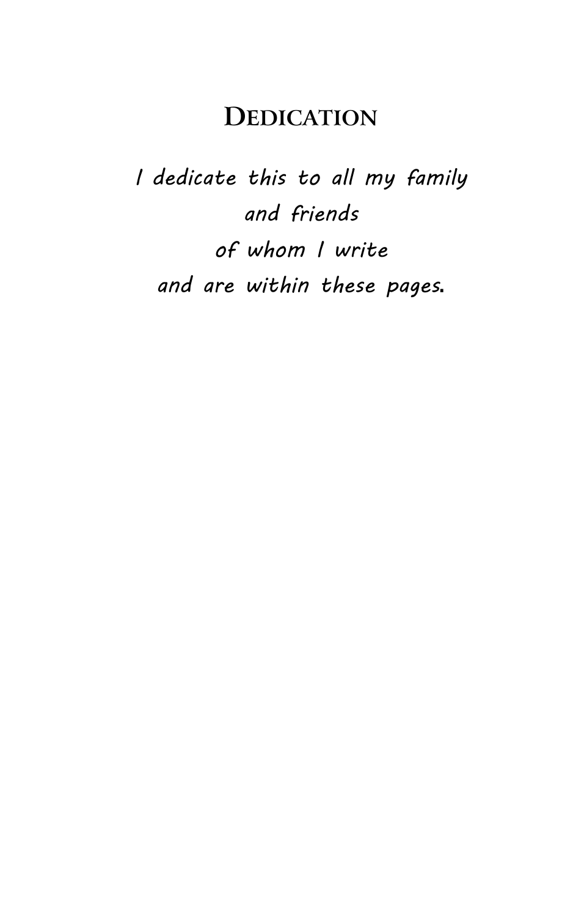# Dedication

*I dedicate this to all my family*
*and friends*
*of whom I write*
*and are within these pages.*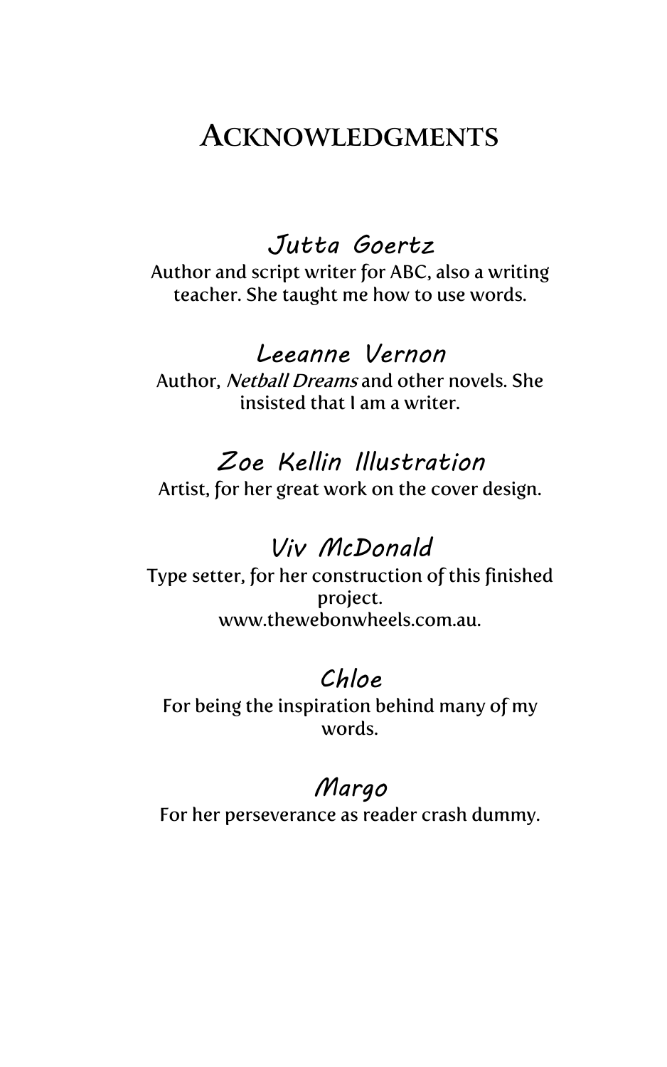# Acknowledgments

### Jutta Goertz

Author and script writer for ABC, also a writing teacher. She taught me how to use words.

### Leeanne Vernon

Author, *Netball Dreams* and other novels. She insisted that I am a writer.

### Zoe Kellin Illustration

Artist, for her great work on the cover design.

### Viv McDonald

Type setter, for her construction of this finished project.
www.thewebonwheels.com.au.

### Chloe

For being the inspiration behind many of my words.

### Margo

For her perseverance as reader crash dummy.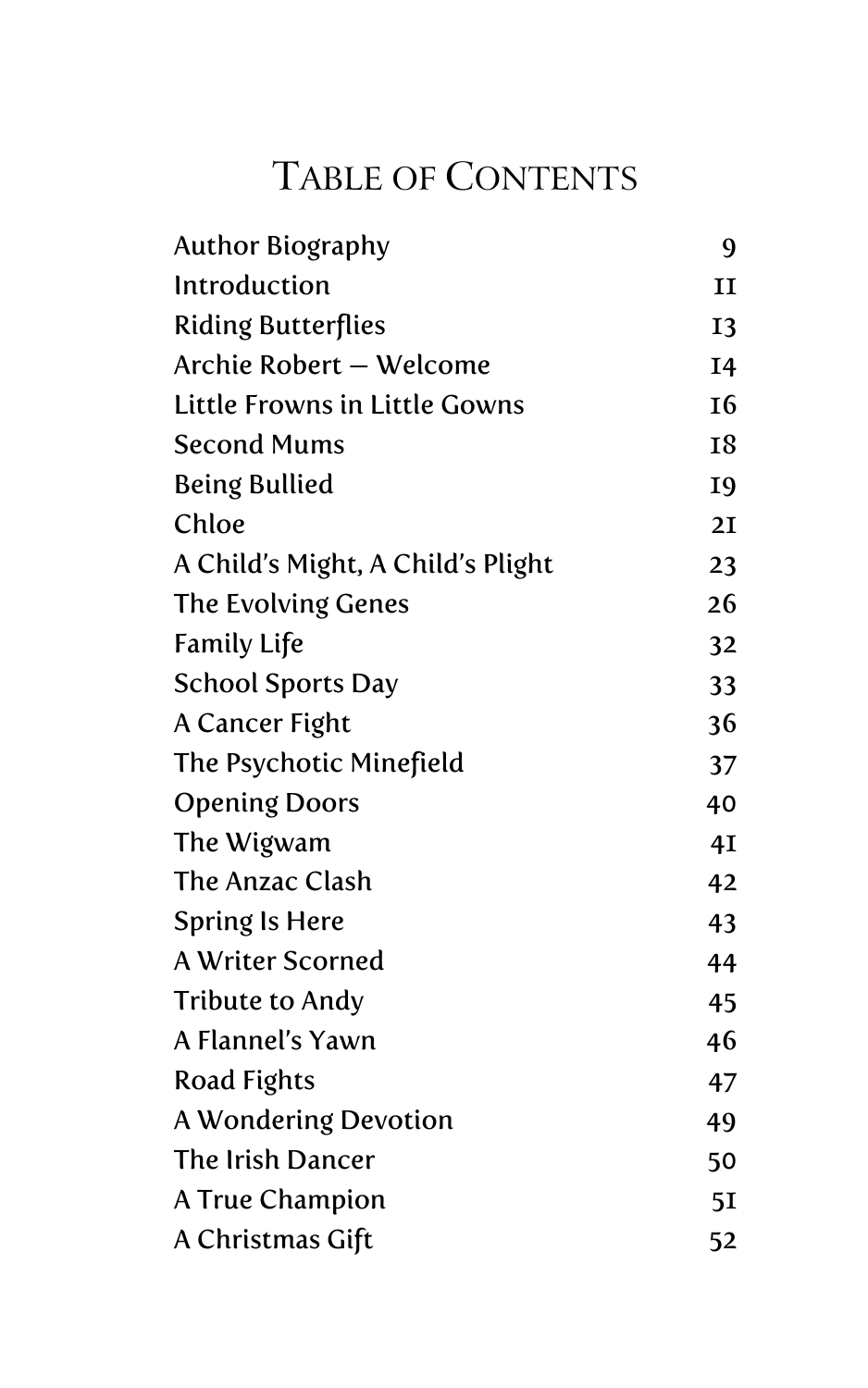# Table of Contents

| | |
|---|---|
| Author Biography | 9 |
| Introduction | 11 |
| Riding Butterflies | 13 |
| Archie Robert – Welcome | 14 |
| Little Frowns in Little Gowns | 16 |
| Second Mums | 18 |
| Being Bullied | 19 |
| Chloe | 21 |
| A Child's Might, A Child's Plight | 23 |
| The Evolving Genes | 26 |
| Family Life | 32 |
| School Sports Day | 33 |
| A Cancer Fight | 36 |
| The Psychotic Minefield | 37 |
| Opening Doors | 40 |
| The Wigwam | 41 |
| The Anzac Clash | 42 |
| Spring Is Here | 43 |
| A Writer Scorned | 44 |
| Tribute to Andy | 45 |
| A Flannel's Yawn | 46 |
| Road Fights | 47 |
| A Wondering Devotion | 49 |
| The Irish Dancer | 50 |
| A True Champion | 51 |
| A Christmas Gift | 52 |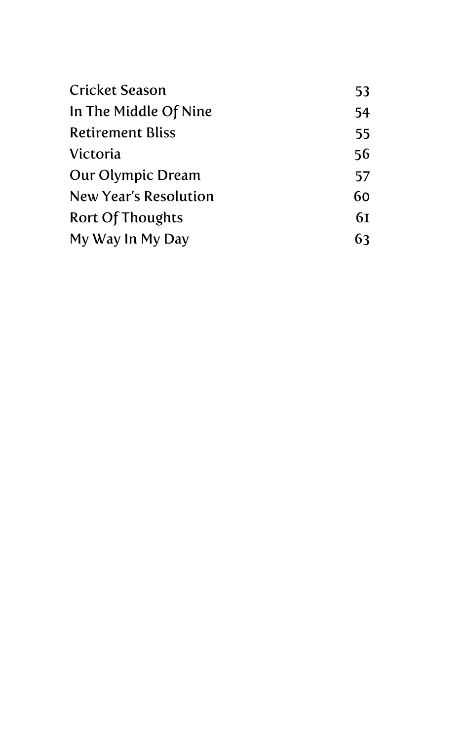| | |
|---|---|
| Cricket Season | 53 |
| In The Middle Of Nine | 54 |
| Retirement Bliss | 55 |
| Victoria | 56 |
| Our Olympic Dream | 57 |
| New Year's Resolution | 60 |
| Rort Of Thoughts | 61 |
| My Way In My Day | 63 |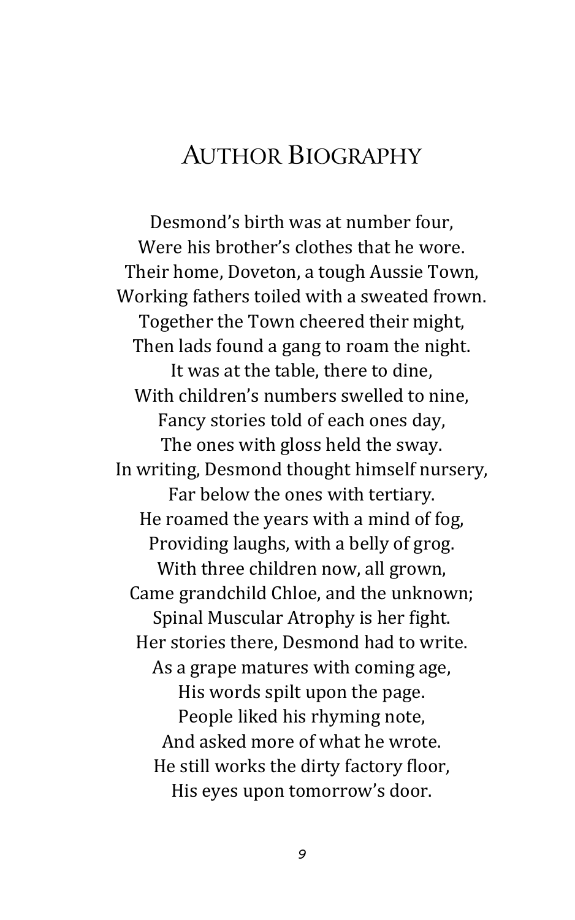# Author Biography

Desmond's birth was at number four,  
Were his brother's clothes that he wore.  
Their home, Doveton, a tough Aussie Town,  
Working fathers toiled with a sweated frown.  
Together the Town cheered their might,  
Then lads found a gang to roam the night.  
It was at the table, there to dine,  
With children's numbers swelled to nine,  
Fancy stories told of each ones day,  
The ones with gloss held the sway.  
In writing, Desmond thought himself nursery,  
Far below the ones with tertiary.  
He roamed the years with a mind of fog,  
Providing laughs, with a belly of grog.  
With three children now, all grown,  
Came grandchild Chloe, and the unknown;  
Spinal Muscular Atrophy is her fight.  
Her stories there, Desmond had to write.  
As a grape matures with coming age,  
His words spilt upon the page.  
People liked his rhyming note,  
And asked more of what he wrote.  
He still works the dirty factory floor,  
His eyes upon tomorrow's door.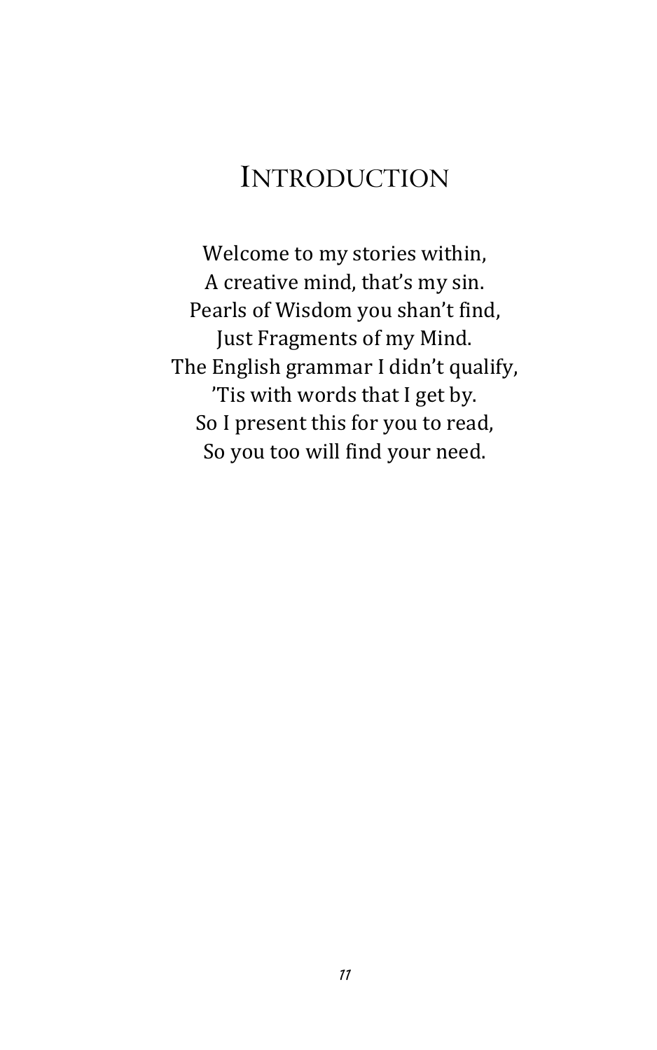# Introduction

Welcome to my stories within,  
A creative mind, that's my sin.  
Pearls of Wisdom you shan't find,  
Just Fragments of my Mind.  
The English grammar I didn't qualify,  
'Tis with words that I get by.  
So I present this for you to read,  
So you too will find your need.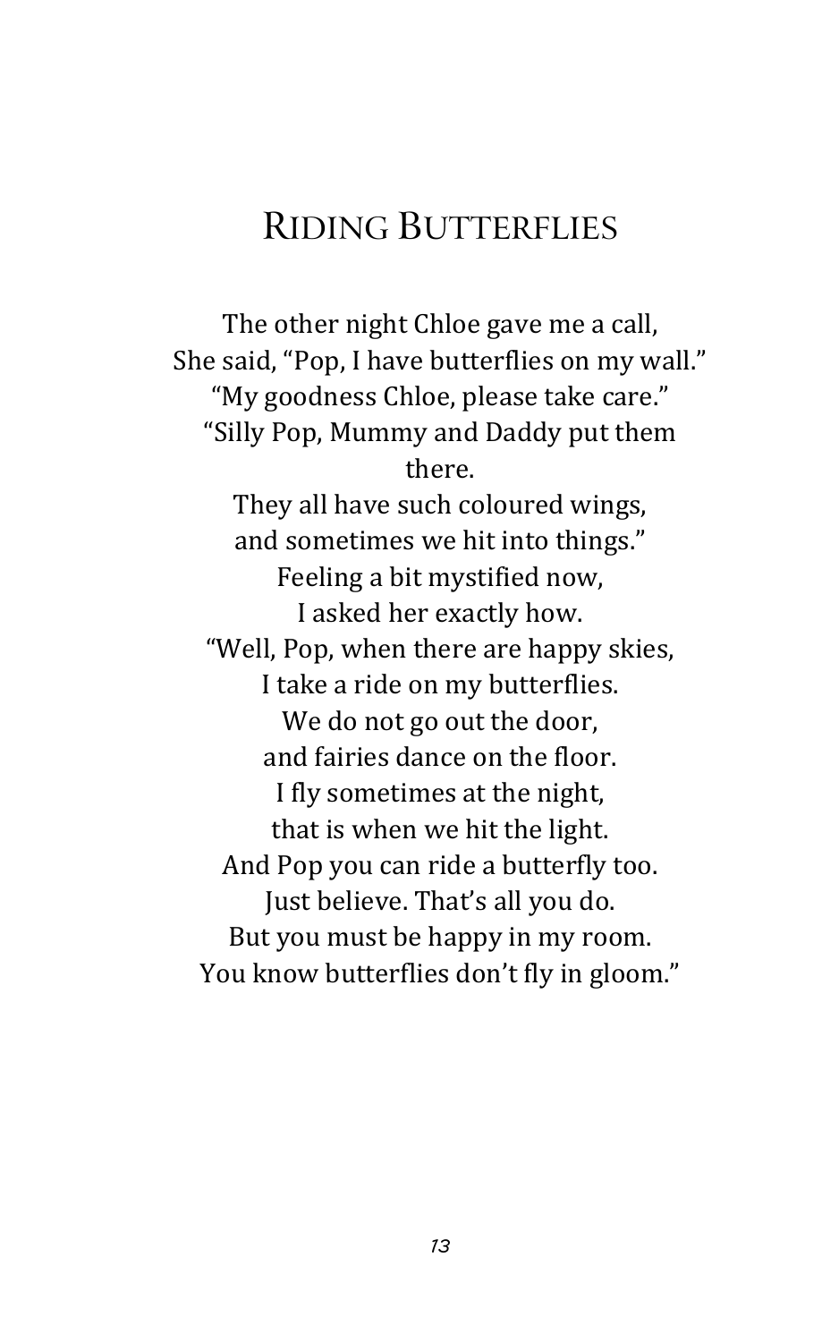# Riding Butterflies

The other night Chloe gave me a call,  
She said, "Pop, I have butterflies on my wall."  
"My goodness Chloe, please take care."  
"Silly Pop, Mummy and Daddy put them there.  
They all have such coloured wings,  
and sometimes we hit into things."  
Feeling a bit mystified now,  
I asked her exactly how.  
"Well, Pop, when there are happy skies,  
I take a ride on my butterflies.  
We do not go out the door,  
and fairies dance on the floor.  
I fly sometimes at the night,  
that is when we hit the light.  
And Pop you can ride a butterfly too.  
Just believe. That's all you do.  
But you must be happy in my room.  
You know butterflies don't fly in gloom."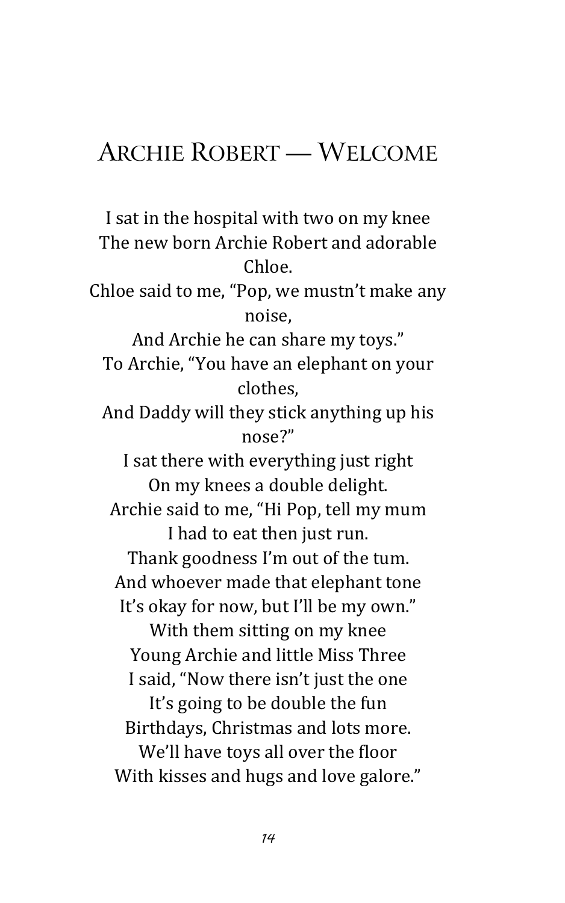# Archie Robert — Welcome

I sat in the hospital with two on my knee
The new born Archie Robert and adorable Chloe.
Chloe said to me, "Pop, we mustn't make any noise,
And Archie he can share my toys."
To Archie, "You have an elephant on your clothes,
And Daddy will they stick anything up his nose?"
I sat there with everything just right
On my knees a double delight.
Archie said to me, "Hi Pop, tell my mum
I had to eat then just run.
Thank goodness I'm out of the tum.
And whoever made that elephant tone
It's okay for now, but I'll be my own."
With them sitting on my knee
Young Archie and little Miss Three
I said, "Now there isn't just the one
It's going to be double the fun
Birthdays, Christmas and lots more.
We'll have toys all over the floor
With kisses and hugs and love galore."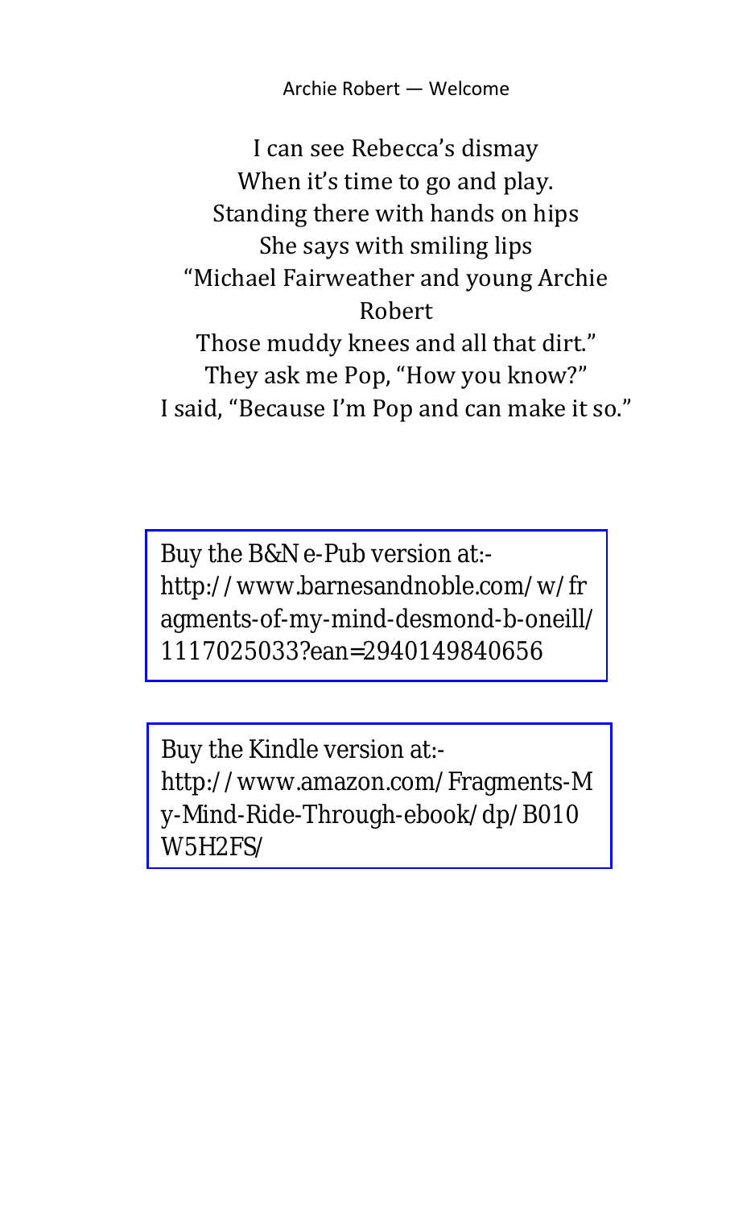Archie Robert — Welcome

I can see Rebecca's dismay  
When it's time to go and play.  
Standing there with hands on hips  
She says with smiling lips  
"Michael Fairweather and young Archie Robert  
Those muddy knees and all that dirt."  
They ask me Pop, "How you know?"  
I said, "Because I'm Pop and can make it so."

Buy the B&N e-Pub version at:- http://www.barnesandnoble.com/w/fragments-of-my-mind-desmond-b-oneill/1117025033?ean=2940149840656

Buy the Kindle version at:- http://www.amazon.com/Fragments-My-Mind-Ride-Through-ebook/dp/B010W5H2FS/